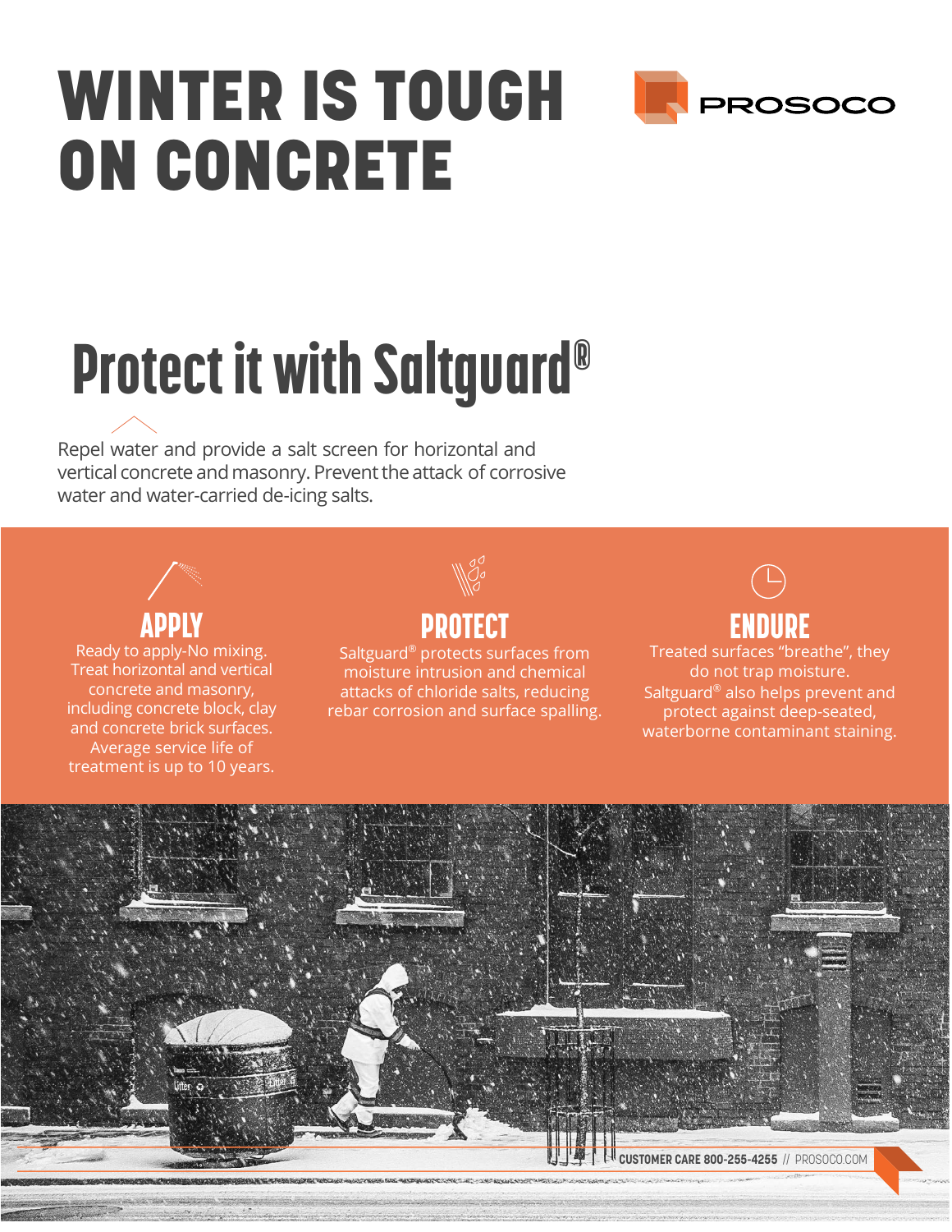# WINTER IS TOUGH ON CONCRETE

PROSOCO

## Protect it with Saltguard®

Repel water and provide a salt screen for horizontal and vertical concrete and masonry. Prevent the attack of corrosive water and water-carried de-icing salts.

### APPLY

Ready to apply-No mixing. Treat horizontal and vertical concrete and masonry, including concrete block, clay and concrete brick surfaces. Average service life of treatment is up to 10 years.

### PROTECT

Saltguard® protects surfaces from moisture intrusion and chemical attacks of chloride salts, reducing rebar corrosion and surface spalling.

### ENDURE

Treated surfaces "breathe", they do not trap moisture. Saltguard® also helps prevent and protect against deep-seated, waterborne contaminant staining.

CUSTOMER CARE 800-255-4255 // PROSOCO.COM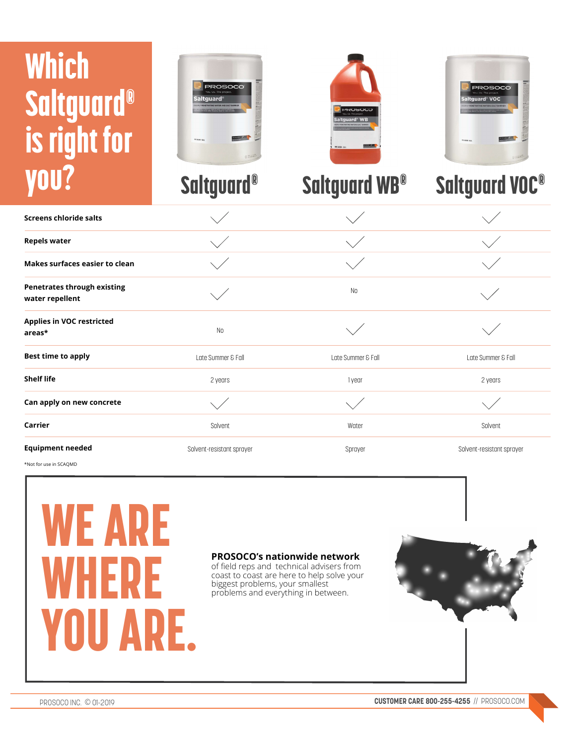# Which Saltguard® is right for you?

| | Saltguard® | Saltguard WB® | Saltguard VOC® |
|---|---|---|---|
| **Screens chloride salts** | ✓ | ✓ | ✓ |
| **Repels water** | ✓ | ✓ | ✓ |
| **Makes surfaces easier to clean** | ✓ | ✓ | ✓ |
| **Penetrates through existing water repellent** | ✓ | No | ✓ |
| **Applies in VOC restricted areas*** | No | ✓ | ✓ |
| **Best time to apply** | Late Summer & Fall | Late Summer & Fall | Late Summer & Fall |
| **Shelf life** | 2 years | 1 year | 2 years |
| **Can apply on new concrete** | ✓ | ✓ | ✓ |
| **Carrier** | Solvent | Water | Solvent |
| **Equipment needed** | Solvent-resistant sprayer | Sprayer | Solvent-resistant sprayer |

*Not for use in SCAQMD

# WE ARE WHERE YOU ARE.

**PROSOCO's nationwide network** of field reps and technical advisers from coast to coast are here to help solve your biggest problems, your smallest problems and everything in between.

PROSOCO INC. © 01-2019

**CUSTOMER CARE 800-255-4255** // PROSOCO.COM